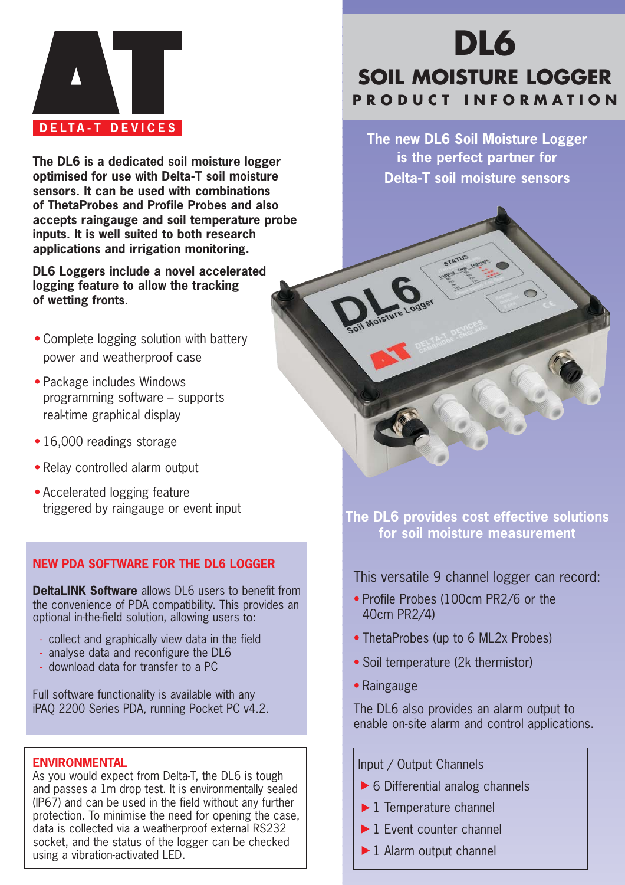DELTA-T DEVICES

# DL6

## SOIL MOISTURE LOGGER

PRODUCT INFORMATION

**The DL6 is a dedicated soil moisture logger optimised for use with Delta-T soil moisture sensors. It can be used with combinations of ThetaProbes and Profile Probes and also accepts raingauge and soil temperature probe inputs. It is well suited to both research applications and irrigation monitoring.**

**DL6 Loggers include a novel accelerated logging feature to allow the tracking of wetting fronts.**

- Complete logging solution with battery power and weatherproof case
- Package includes Windows programming software – supports real-time graphical display
- 16,000 readings storage
- Relay controlled alarm output
- Accelerated logging feature triggered by raingauge or event input

### NEW PDA SOFTWARE FOR THE DL6 LOGGER

**DeltaLINK Software** allows DL6 users to benefit from the convenience of PDA compatibility. This provides an optional in-the-field solution, allowing users to:

- collect and graphically view data in the field
- analyse data and reconfigure the DL6
- download data for transfer to a PC

Full software functionality is available with any iPAQ 2200 Series PDA, running Pocket PC v4.2.

### ENVIRONMENTAL

As you would expect from Delta-T, the DL6 is tough and passes a 1m drop test. It is environmentally sealed (IP67) and can be used in the field without any further protection. To minimise the need for opening the case, data is collected via a weatherproof external RS232 socket, and the status of the logger can be checked using a vibration-activated LED.

**The new DL6 Soil Moisture Logger is the perfect partner for Delta-T soil moisture sensors**

**The DL6 provides cost effective solutions for soil moisture measurement**

This versatile 9 channel logger can record:

- Profile Probes (100cm PR2/6 or the 40cm PR2/4)
- ThetaProbes (up to 6 ML2x Probes)
- Soil temperature (2k thermistor)
- Raingauge

The DL6 also provides an alarm output to enable on-site alarm and control applications.

Input / Output Channels

- 6 Differential analog channels
- 1 Temperature channel
- 1 Event counter channel
- 1 Alarm output channel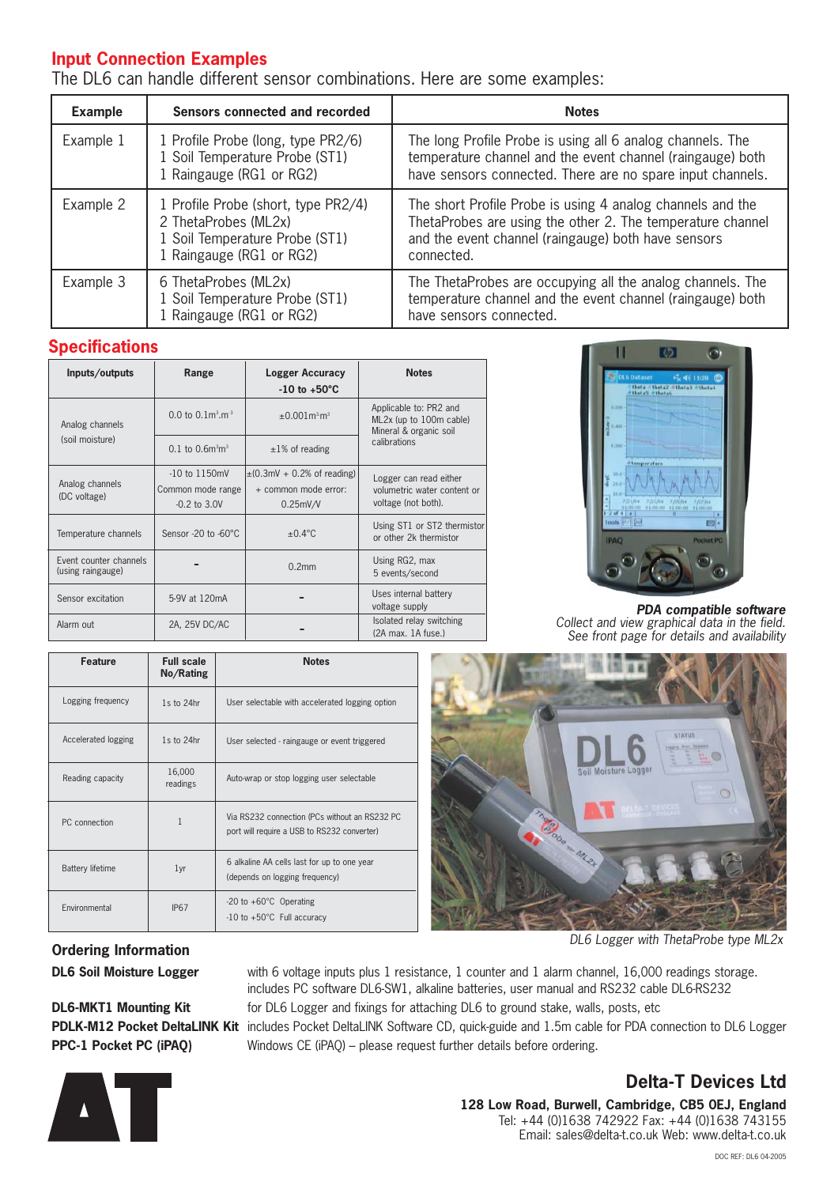## Input Connection Examples

The DL6 can handle different sensor combinations. Here are some examples:

| Example | Sensors connected and recorded | Notes |
|---|---|---|
| Example 1 | 1 Profile Probe (long, type PR2/6)<br>1 Soil Temperature Probe (ST1)<br>1 Raingauge (RG1 or RG2) | The long Profile Probe is using all 6 analog channels. The temperature channel and the event channel (raingauge) both have sensors connected. There are no spare input channels. |
| Example 2 | 1 Profile Probe (short, type PR2/4)<br>2 ThetaProbes (ML2x)<br>1 Soil Temperature Probe (ST1)<br>1 Raingauge (RG1 or RG2) | The short Profile Probe is using 4 analog channels and the ThetaProbes are using the other 2. The temperature channel and the event channel (raingauge) both have sensors connected. |
| Example 3 | 6 ThetaProbes (ML2x)<br>1 Soil Temperature Probe (ST1)<br>1 Raingauge (RG1 or RG2) | The ThetaProbes are occupying all the analog channels. The temperature channel and the event channel (raingauge) both have sensors connected. |

## Specifications

| Inputs/outputs | Range | Logger Accuracy -10 to +50°C | Notes |
|---|---|---|---|
| Analog channels (soil moisture) | 0.0 to $0.1m^3.m^{-3}$ | $\pm 0.001m^3m^3$ | Applicable to: PR2 and ML2x (up to 100m cable) Mineral & organic soil calibrations |
| | 0.1 to $0.6m^3m^3$ | ±1% of reading | |
| Analog channels (DC voltage) | -10 to 1150mV<br>Common mode range<br>-0.2 to 3.0V | ±(0.3mV + 0.2% of reading)<br>+ common mode error:<br>0.25mV/V | Logger can read either volumetric water content or voltage (not both). |
| Temperature channels | Sensor -20 to -60°C | ±0.4°C | Using ST1 or ST2 thermistor or other 2k thermistor |
| Event counter channels (using raingauge) | - | 0.2mm | Using RG2, max 5 events/second |
| Sensor excitation | 5-9V at 120mA | - | Uses internal battery voltage supply |
| Alarm out | 2A, 25V DC/AC | - | Isolated relay switching (2A max. 1A fuse.) |

***PDA compatible software***
*Collect and view graphical data in the field.*
*See front page for details and availability*

| Feature | Full scale No/Rating | Notes |
|---|---|---|
| Logging frequency | 1s to 24hr | User selectable with accelerated logging option |
| Accelerated logging | 1s to 24hr | User selected - raingauge or event triggered |
| Reading capacity | 16,000 readings | Auto-wrap or stop logging user selectable |
| PC connection | 1 | Via RS232 connection (PCs without an RS232 PC port will require a USB to RS232 converter) |
| Battery lifetime | 1yr | 6 alkaline AA cells last for up to one year (depends on logging frequency) |
| Environmental | IP67 | -20 to +60°C Operating<br>-10 to +50°C Full accuracy |

*DL6 Logger with ThetaProbe type ML2x*

### Ordering Information

**DL6 Soil Moisture Logger** with 6 voltage inputs plus 1 resistance, 1 counter and 1 alarm channel, 16,000 readings storage. includes PC software DL6-SW1, alkaline batteries, user manual and RS232 cable DL6-RS232

**DL6-MKT1 Mounting Kit** for DL6 Logger and fixings for attaching DL6 to ground stake, walls, posts, etc

**PDLK-M12 Pocket DeltaLINK Kit** includes Pocket DeltaLINK Software CD, quick-guide and 1.5m cable for PDA connection to DL6 Logger

**PPC-1 Pocket PC (iPAQ)** Windows CE (iPAQ) – please request further details before ordering.

## Delta-T Devices Ltd

**128 Low Road, Burwell, Cambridge, CB5 0EJ, England**
Tel: +44 (0)1638 742922 Fax: +44 (0)1638 743155
Email: sales@delta-t.co.uk Web: www.delta-t.co.uk

DOC REF: DL6 04-2005